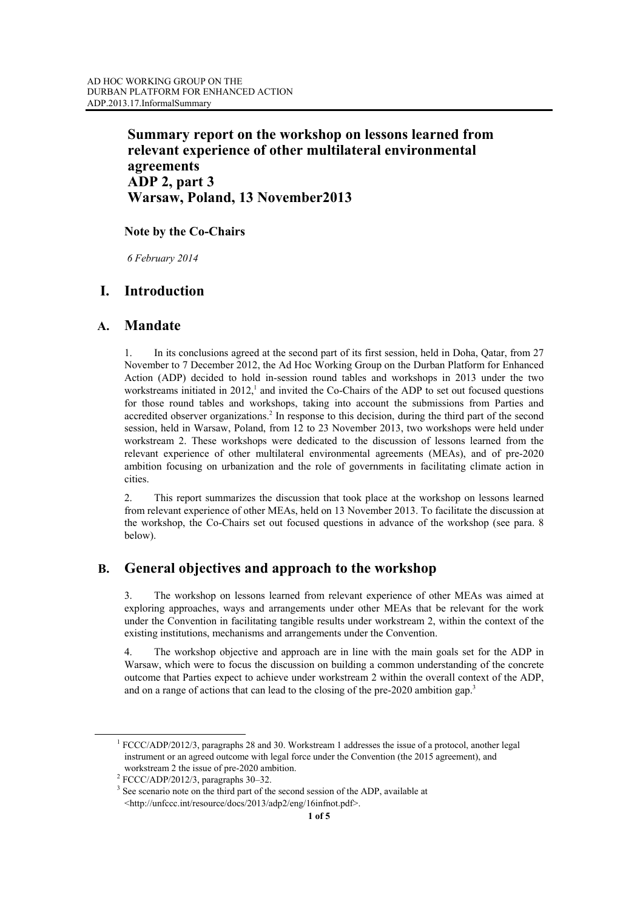AD HOC WORKING GROUP ON THE
DURBAN PLATFORM FOR ENHANCED ACTION
ADP.2013.17.InformalSummary

# Summary report on the workshop on lessons learned from relevant experience of other multilateral environmental agreements ADP 2, part 3 Warsaw, Poland, 13 November2013

**Note by the Co-Chairs**

*6 February 2014*

## I. Introduction

### A. Mandate

1. In its conclusions agreed at the second part of its first session, held in Doha, Qatar, from 27 November to 7 December 2012, the Ad Hoc Working Group on the Durban Platform for Enhanced Action (ADP) decided to hold in-session round tables and workshops in 2013 under the two workstreams initiated in 2012,[1] and invited the Co-Chairs of the ADP to set out focused questions for those round tables and workshops, taking into account the submissions from Parties and accredited observer organizations.[2] In response to this decision, during the third part of the second session, held in Warsaw, Poland, from 12 to 23 November 2013, two workshops were held under workstream 2. These workshops were dedicated to the discussion of lessons learned from the relevant experience of other multilateral environmental agreements (MEAs), and of pre-2020 ambition focusing on urbanization and the role of governments in facilitating climate action in cities.

2. This report summarizes the discussion that took place at the workshop on lessons learned from relevant experience of other MEAs, held on 13 November 2013. To facilitate the discussion at the workshop, the Co-Chairs set out focused questions in advance of the workshop (see para. 8 below).

### B. General objectives and approach to the workshop

3. The workshop on lessons learned from relevant experience of other MEAs was aimed at exploring approaches, ways and arrangements under other MEAs that be relevant for the work under the Convention in facilitating tangible results under workstream 2, within the context of the existing institutions, mechanisms and arrangements under the Convention.

4. The workshop objective and approach are in line with the main goals set for the ADP in Warsaw, which were to focus the discussion on building a common understanding of the concrete outcome that Parties expect to achieve under workstream 2 within the overall context of the ADP, and on a range of actions that can lead to the closing of the pre-2020 ambition gap.[3]

---

[1] FCCC/ADP/2012/3, paragraphs 28 and 30. Workstream 1 addresses the issue of a protocol, another legal instrument or an agreed outcome with legal force under the Convention (the 2015 agreement), and workstream 2 the issue of pre-2020 ambition.

[2] FCCC/ADP/2012/3, paragraphs 30–32.

[3] See scenario note on the third part of the second session of the ADP, available at <http://unfccc.int/resource/docs/2013/adp2/eng/16infnot.pdf>.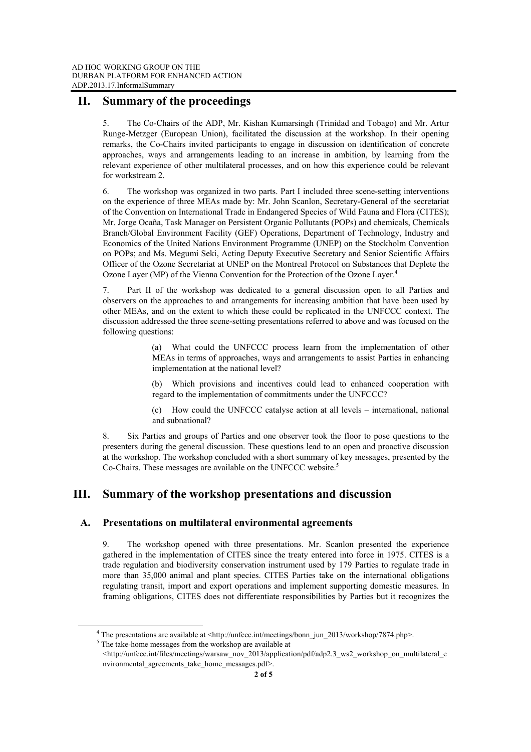## II. Summary of the proceedings

5. The Co-Chairs of the ADP, Mr. Kishan Kumarsingh (Trinidad and Tobago) and Mr. Artur Runge-Metzger (European Union), facilitated the discussion at the workshop. In their opening remarks, the Co-Chairs invited participants to engage in discussion on identification of concrete approaches, ways and arrangements leading to an increase in ambition, by learning from the relevant experience of other multilateral processes, and on how this experience could be relevant for workstream 2.

6. The workshop was organized in two parts. Part I included three scene-setting interventions on the experience of three MEAs made by: Mr. John Scanlon, Secretary-General of the secretariat of the Convention on International Trade in Endangered Species of Wild Fauna and Flora (CITES); Mr. Jorge Ocaña, Task Manager on Persistent Organic Pollutants (POPs) and chemicals, Chemicals Branch/Global Environment Facility (GEF) Operations, Department of Technology, Industry and Economics of the United Nations Environment Programme (UNEP) on the Stockholm Convention on POPs; and Ms. Megumi Seki, Acting Deputy Executive Secretary and Senior Scientific Affairs Officer of the Ozone Secretariat at UNEP on the Montreal Protocol on Substances that Deplete the Ozone Layer (MP) of the Vienna Convention for the Protection of the Ozone Layer.[4]

7. Part II of the workshop was dedicated to a general discussion open to all Parties and observers on the approaches to and arrangements for increasing ambition that have been used by other MEAs, and on the extent to which these could be replicated in the UNFCCC context. The discussion addressed the three scene-setting presentations referred to above and was focused on the following questions:

> (a) What could the UNFCCC process learn from the implementation of other MEAs in terms of approaches, ways and arrangements to assist Parties in enhancing implementation at the national level?
>
> (b) Which provisions and incentives could lead to enhanced cooperation with regard to the implementation of commitments under the UNFCCC?
>
> (c) How could the UNFCCC catalyse action at all levels – international, national and subnational?

8. Six Parties and groups of Parties and one observer took the floor to pose questions to the presenters during the general discussion. These questions lead to an open and proactive discussion at the workshop. The workshop concluded with a short summary of key messages, presented by the Co-Chairs. These messages are available on the UNFCCC website.[5]

## III. Summary of the workshop presentations and discussion

### A. Presentations on multilateral environmental agreements

9. The workshop opened with three presentations. Mr. Scanlon presented the experience gathered in the implementation of CITES since the treaty entered into force in 1975. CITES is a trade regulation and biodiversity conservation instrument used by 179 Parties to regulate trade in more than 35,000 animal and plant species. CITES Parties take on the international obligations regulating transit, import and export operations and implement supporting domestic measures. In framing obligations, CITES does not differentiate responsibilities by Parties but it recognizes the

---

[4] The presentations are available at <http://unfccc.int/meetings/bonn_jun_2013/workshop/7874.php>.

[5] The take-home messages from the workshop are available at <http://unfccc.int/files/meetings/warsaw_nov_2013/application/pdf/adp2.3_ws2_workshop_on_multilateral_environmental_agreements_take_home_messages.pdf>.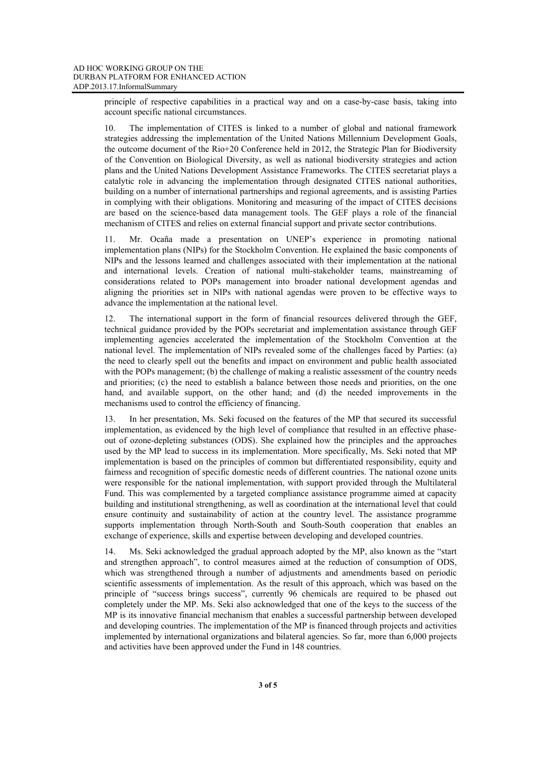principle of respective capabilities in a practical way and on a case-by-case basis, taking into account specific national circumstances.

10. The implementation of CITES is linked to a number of global and national framework strategies addressing the implementation of the United Nations Millennium Development Goals, the outcome document of the Rio+20 Conference held in 2012, the Strategic Plan for Biodiversity of the Convention on Biological Diversity, as well as national biodiversity strategies and action plans and the United Nations Development Assistance Frameworks. The CITES secretariat plays a catalytic role in advancing the implementation through designated CITES national authorities, building on a number of international partnerships and regional agreements, and is assisting Parties in complying with their obligations. Monitoring and measuring of the impact of CITES decisions are based on the science-based data management tools. The GEF plays a role of the financial mechanism of CITES and relies on external financial support and private sector contributions.

11. Mr. Ocaña made a presentation on UNEP's experience in promoting national implementation plans (NIPs) for the Stockholm Convention. He explained the basic components of NIPs and the lessons learned and challenges associated with their implementation at the national and international levels. Creation of national multi-stakeholder teams, mainstreaming of considerations related to POPs management into broader national development agendas and aligning the priorities set in NIPs with national agendas were proven to be effective ways to advance the implementation at the national level.

12. The international support in the form of financial resources delivered through the GEF, technical guidance provided by the POPs secretariat and implementation assistance through GEF implementing agencies accelerated the implementation of the Stockholm Convention at the national level. The implementation of NIPs revealed some of the challenges faced by Parties: (a) the need to clearly spell out the benefits and impact on environment and public health associated with the POPs management; (b) the challenge of making a realistic assessment of the country needs and priorities; (c) the need to establish a balance between those needs and priorities, on the one hand, and available support, on the other hand; and (d) the needed improvements in the mechanisms used to control the efficiency of financing.

13. In her presentation, Ms. Seki focused on the features of the MP that secured its successful implementation, as evidenced by the high level of compliance that resulted in an effective phase-out of ozone-depleting substances (ODS). She explained how the principles and the approaches used by the MP lead to success in its implementation. More specifically, Ms. Seki noted that MP implementation is based on the principles of common but differentiated responsibility, equity and fairness and recognition of specific domestic needs of different countries. The national ozone units were responsible for the national implementation, with support provided through the Multilateral Fund. This was complemented by a targeted compliance assistance programme aimed at capacity building and institutional strengthening, as well as coordination at the international level that could ensure continuity and sustainability of action at the country level. The assistance programme supports implementation through North-South and South-South cooperation that enables an exchange of experience, skills and expertise between developing and developed countries.

14. Ms. Seki acknowledged the gradual approach adopted by the MP, also known as the "start and strengthen approach", to control measures aimed at the reduction of consumption of ODS, which was strengthened through a number of adjustments and amendments based on periodic scientific assessments of implementation. As the result of this approach, which was based on the principle of "success brings success", currently 96 chemicals are required to be phased out completely under the MP. Ms. Seki also acknowledged that one of the keys to the success of the MP is its innovative financial mechanism that enables a successful partnership between developed and developing countries. The implementation of the MP is financed through projects and activities implemented by international organizations and bilateral agencies. So far, more than 6,000 projects and activities have been approved under the Fund in 148 countries.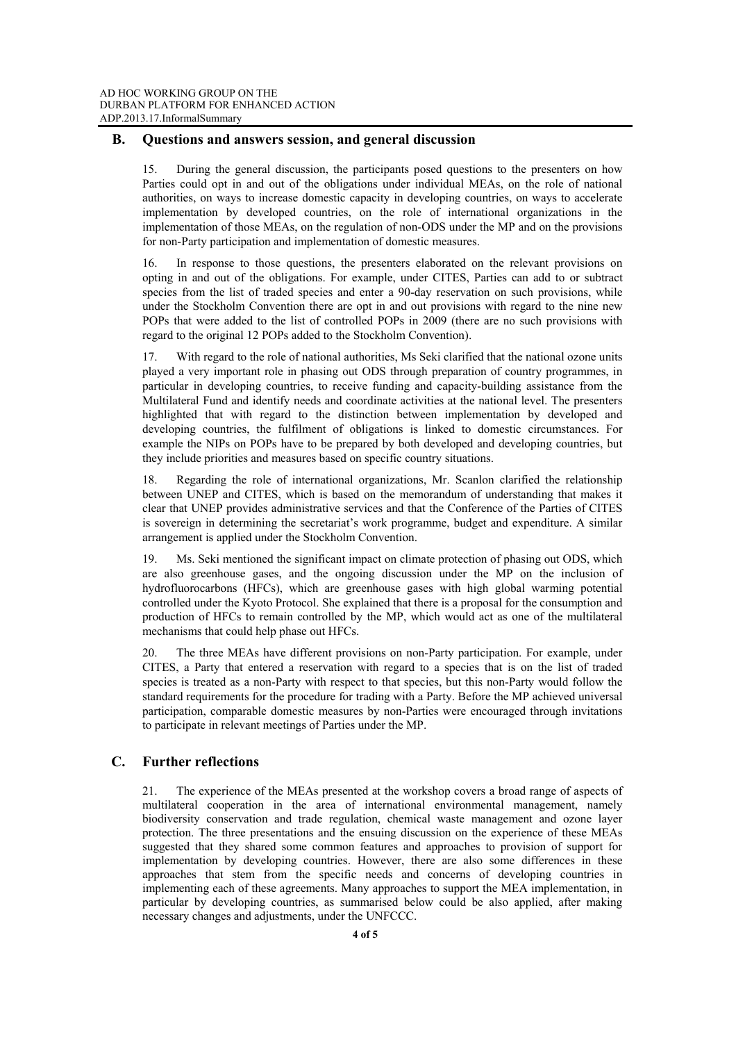## B. Questions and answers session, and general discussion

15. During the general discussion, the participants posed questions to the presenters on how Parties could opt in and out of the obligations under individual MEAs, on the role of national authorities, on ways to increase domestic capacity in developing countries, on ways to accelerate implementation by developed countries, on the role of international organizations in the implementation of those MEAs, on the regulation of non-ODS under the MP and on the provisions for non-Party participation and implementation of domestic measures.

16. In response to those questions, the presenters elaborated on the relevant provisions on opting in and out of the obligations. For example, under CITES, Parties can add to or subtract species from the list of traded species and enter a 90-day reservation on such provisions, while under the Stockholm Convention there are opt in and out provisions with regard to the nine new POPs that were added to the list of controlled POPs in 2009 (there are no such provisions with regard to the original 12 POPs added to the Stockholm Convention).

17. With regard to the role of national authorities, Ms Seki clarified that the national ozone units played a very important role in phasing out ODS through preparation of country programmes, in particular in developing countries, to receive funding and capacity-building assistance from the Multilateral Fund and identify needs and coordinate activities at the national level. The presenters highlighted that with regard to the distinction between implementation by developed and developing countries, the fulfilment of obligations is linked to domestic circumstances. For example the NIPs on POPs have to be prepared by both developed and developing countries, but they include priorities and measures based on specific country situations.

18. Regarding the role of international organizations, Mr. Scanlon clarified the relationship between UNEP and CITES, which is based on the memorandum of understanding that makes it clear that UNEP provides administrative services and that the Conference of the Parties of CITES is sovereign in determining the secretariat's work programme, budget and expenditure. A similar arrangement is applied under the Stockholm Convention.

19. Ms. Seki mentioned the significant impact on climate protection of phasing out ODS, which are also greenhouse gases, and the ongoing discussion under the MP on the inclusion of hydrofluorocarbons (HFCs), which are greenhouse gases with high global warming potential controlled under the Kyoto Protocol. She explained that there is a proposal for the consumption and production of HFCs to remain controlled by the MP, which would act as one of the multilateral mechanisms that could help phase out HFCs.

20. The three MEAs have different provisions on non-Party participation. For example, under CITES, a Party that entered a reservation with regard to a species that is on the list of traded species is treated as a non-Party with respect to that species, but this non-Party would follow the standard requirements for the procedure for trading with a Party. Before the MP achieved universal participation, comparable domestic measures by non-Parties were encouraged through invitations to participate in relevant meetings of Parties under the MP.

## C. Further reflections

21. The experience of the MEAs presented at the workshop covers a broad range of aspects of multilateral cooperation in the area of international environmental management, namely biodiversity conservation and trade regulation, chemical waste management and ozone layer protection. The three presentations and the ensuing discussion on the experience of these MEAs suggested that they shared some common features and approaches to provision of support for implementation by developing countries. However, there are also some differences in these approaches that stem from the specific needs and concerns of developing countries in implementing each of these agreements. Many approaches to support the MEA implementation, in particular by developing countries, as summarised below could be also applied, after making necessary changes and adjustments, under the UNFCCC.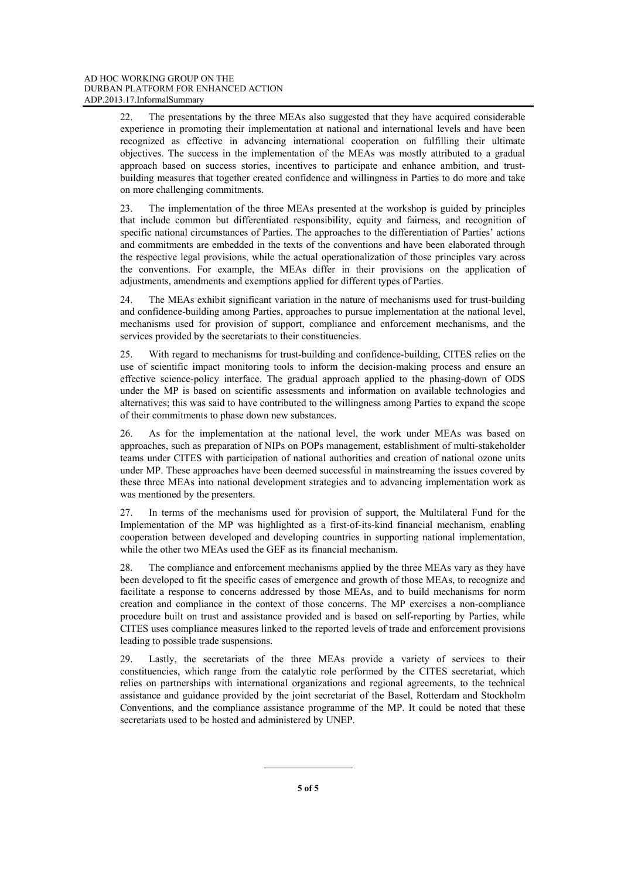22. The presentations by the three MEAs also suggested that they have acquired considerable experience in promoting their implementation at national and international levels and have been recognized as effective in advancing international cooperation on fulfilling their ultimate objectives. The success in the implementation of the MEAs was mostly attributed to a gradual approach based on success stories, incentives to participate and enhance ambition, and trust-building measures that together created confidence and willingness in Parties to do more and take on more challenging commitments.

23. The implementation of the three MEAs presented at the workshop is guided by principles that include common but differentiated responsibility, equity and fairness, and recognition of specific national circumstances of Parties. The approaches to the differentiation of Parties' actions and commitments are embedded in the texts of the conventions and have been elaborated through the respective legal provisions, while the actual operationalization of those principles vary across the conventions. For example, the MEAs differ in their provisions on the application of adjustments, amendments and exemptions applied for different types of Parties.

24. The MEAs exhibit significant variation in the nature of mechanisms used for trust-building and confidence-building among Parties, approaches to pursue implementation at the national level, mechanisms used for provision of support, compliance and enforcement mechanisms, and the services provided by the secretariats to their constituencies.

25. With regard to mechanisms for trust-building and confidence-building, CITES relies on the use of scientific impact monitoring tools to inform the decision-making process and ensure an effective science-policy interface. The gradual approach applied to the phasing-down of ODS under the MP is based on scientific assessments and information on available technologies and alternatives; this was said to have contributed to the willingness among Parties to expand the scope of their commitments to phase down new substances.

26. As for the implementation at the national level, the work under MEAs was based on approaches, such as preparation of NIPs on POPs management, establishment of multi-stakeholder teams under CITES with participation of national authorities and creation of national ozone units under MP. These approaches have been deemed successful in mainstreaming the issues covered by these three MEAs into national development strategies and to advancing implementation work as was mentioned by the presenters.

27. In terms of the mechanisms used for provision of support, the Multilateral Fund for the Implementation of the MP was highlighted as a first-of-its-kind financial mechanism, enabling cooperation between developed and developing countries in supporting national implementation, while the other two MEAs used the GEF as its financial mechanism.

28. The compliance and enforcement mechanisms applied by the three MEAs vary as they have been developed to fit the specific cases of emergence and growth of those MEAs, to recognize and facilitate a response to concerns addressed by those MEAs, and to build mechanisms for norm creation and compliance in the context of those concerns. The MP exercises a non-compliance procedure built on trust and assistance provided and is based on self-reporting by Parties, while CITES uses compliance measures linked to the reported levels of trade and enforcement provisions leading to possible trade suspensions.

29. Lastly, the secretariats of the three MEAs provide a variety of services to their constituencies, which range from the catalytic role performed by the CITES secretariat, which relies on partnerships with international organizations and regional agreements, to the technical assistance and guidance provided by the joint secretariat of the Basel, Rotterdam and Stockholm Conventions, and the compliance assistance programme of the MP. It could be noted that these secretariats used to be hosted and administered by UNEP.